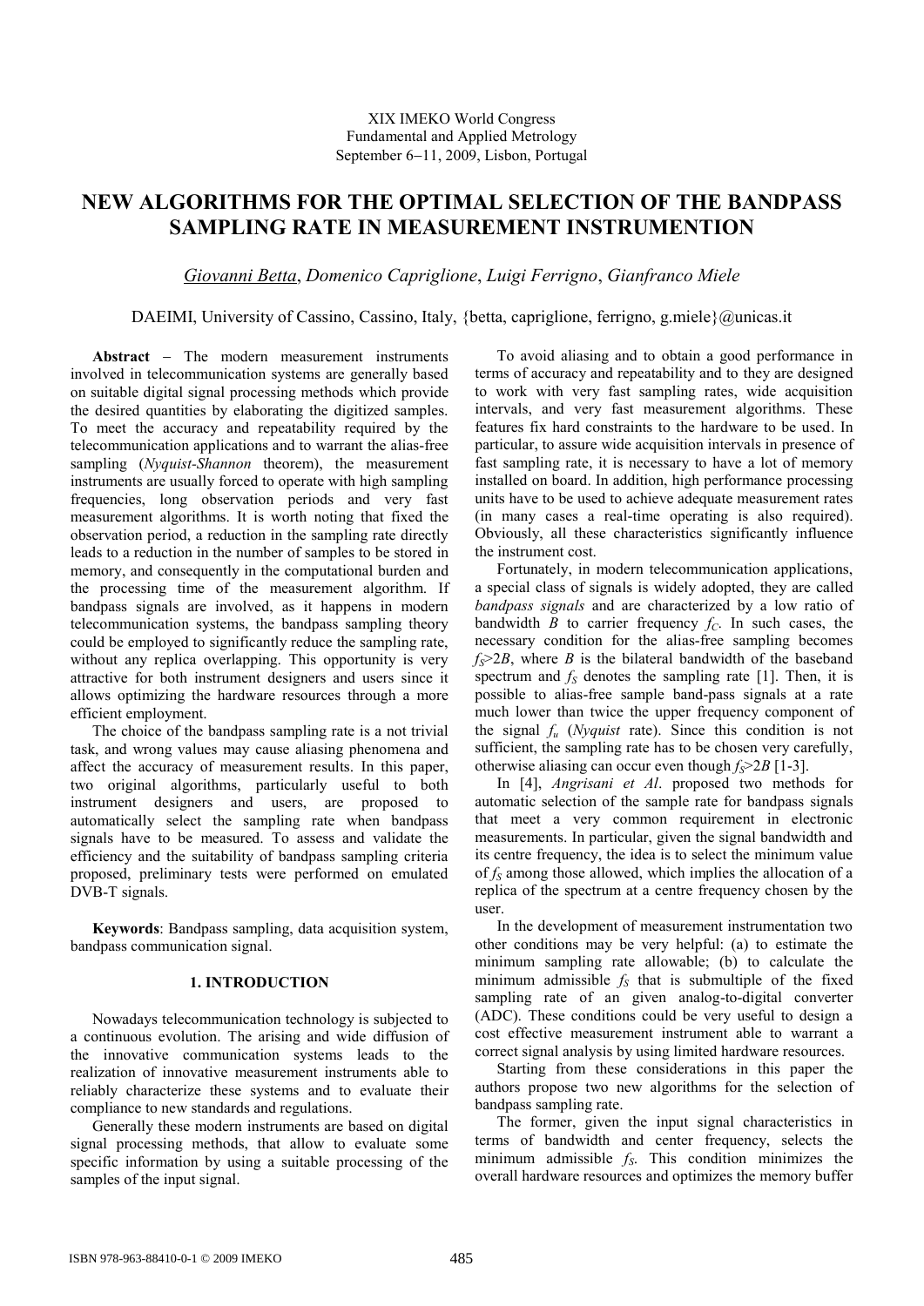XIX IMEKO World Congress
Fundamental and Applied Metrology
September 6−11, 2009, Lisbon, Portugal

# NEW ALGORITHMS FOR THE OPTIMAL SELECTION OF THE BANDPASS SAMPLING RATE IN MEASUREMENT INSTRUMENTION

*Giovanni Betta*, *Domenico Capriglione*, *Luigi Ferrigno*, *Gianfranco Miele*

DAEIMI, University of Cassino, Cassino, Italy, {betta, capriglione, ferrigno, g.miele}@unicas.it

**Abstract** − The modern measurement instruments involved in telecommunication systems are generally based on suitable digital signal processing methods which provide the desired quantities by elaborating the digitized samples. To meet the accuracy and repeatability required by the telecommunication applications and to warrant the alias-free sampling (*Nyquist-Shannon* theorem), the measurement instruments are usually forced to operate with high sampling frequencies, long observation periods and very fast measurement algorithms. It is worth noting that fixed the observation period, a reduction in the sampling rate directly leads to a reduction in the number of samples to be stored in memory, and consequently in the computational burden and the processing time of the measurement algorithm. If bandpass signals are involved, as it happens in modern telecommunication systems, the bandpass sampling theory could be employed to significantly reduce the sampling rate, without any replica overlapping. This opportunity is very attractive for both instrument designers and users since it allows optimizing the hardware resources through a more efficient employment.

The choice of the bandpass sampling rate is a not trivial task, and wrong values may cause aliasing phenomena and affect the accuracy of measurement results. In this paper, two original algorithms, particularly useful to both instrument designers and users, are proposed to automatically select the sampling rate when bandpass signals have to be measured. To assess and validate the efficiency and the suitability of bandpass sampling criteria proposed, preliminary tests were performed on emulated DVB-T signals.

**Keywords**: Bandpass sampling, data acquisition system, bandpass communication signal.

## 1. INTRODUCTION

Nowadays telecommunication technology is subjected to a continuous evolution. The arising and wide diffusion of the innovative communication systems leads to the realization of innovative measurement instruments able to reliably characterize these systems and to evaluate their compliance to new standards and regulations.

Generally these modern instruments are based on digital signal processing methods, that allow to evaluate some specific information by using a suitable processing of the samples of the input signal.

To avoid aliasing and to obtain a good performance in terms of accuracy and repeatability and to they are designed to work with very fast sampling rates, wide acquisition intervals, and very fast measurement algorithms. These features fix hard constraints to the hardware to be used. In particular, to assure wide acquisition intervals in presence of fast sampling rate, it is necessary to have a lot of memory installed on board. In addition, high performance processing units have to be used to achieve adequate measurement rates (in many cases a real-time operating is also required). Obviously, all these characteristics significantly influence the instrument cost.

Fortunately, in modern telecommunication applications, a special class of signals is widely adopted, they are called *bandpass signals* and are characterized by a low ratio of bandwidth $B$ to carrier frequency $f_C$. In such cases, the necessary condition for the alias-free sampling becomes $f_S > 2B$, where $B$ is the bilateral bandwidth of the baseband spectrum and $f_S$ denotes the sampling rate [1]. Then, it is possible to alias-free sample band-pass signals at a rate much lower than twice the upper frequency component of the signal $f_u$ (*Nyquist* rate). Since this condition is not sufficient, the sampling rate has to be chosen very carefully, otherwise aliasing can occur even though $f_S > 2B$ [1-3].

In [4], *Angrisani et Al*. proposed two methods for automatic selection of the sample rate for bandpass signals that meet a very common requirement in electronic measurements. In particular, given the signal bandwidth and its centre frequency, the idea is to select the minimum value of $f_S$ among those allowed, which implies the allocation of a replica of the spectrum at a centre frequency chosen by the user.

In the development of measurement instrumentation two other conditions may be very helpful: (a) to estimate the minimum sampling rate allowable; (b) to calculate the minimum admissible $f_S$ that is submultiple of the fixed sampling rate of an given analog-to-digital converter (ADC). These conditions could be very useful to design a cost effective measurement instrument able to warrant a correct signal analysis by using limited hardware resources.

Starting from these considerations in this paper the authors propose two new algorithms for the selection of bandpass sampling rate.

The former, given the input signal characteristics in terms of bandwidth and center frequency, selects the minimum admissible $f_S$. This condition minimizes the overall hardware resources and optimizes the memory buffer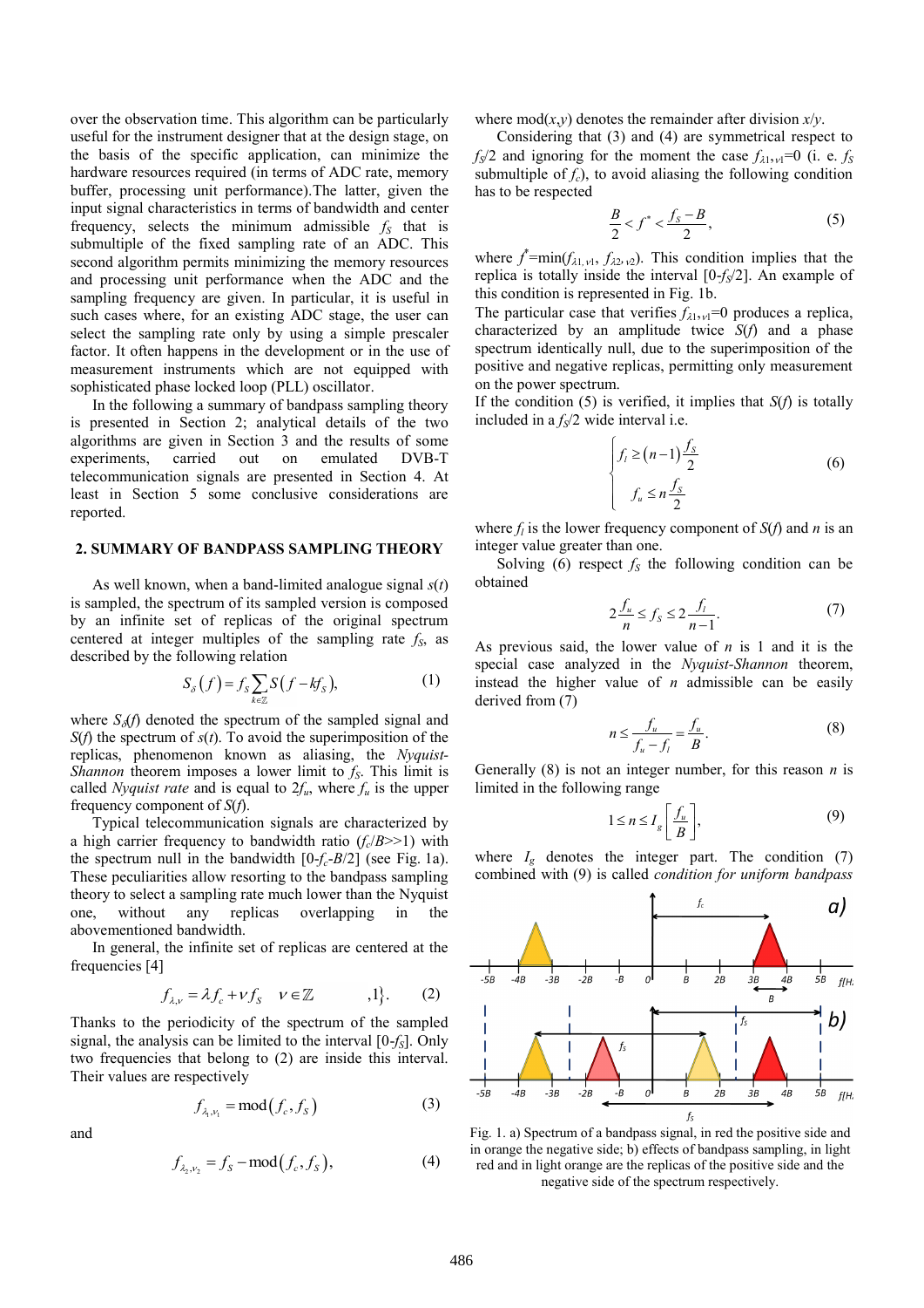over the observation time. This algorithm can be particularly useful for the instrument designer that at the design stage, on the basis of the specific application, can minimize the hardware resources required (in terms of ADC rate, memory buffer, processing unit performance).The latter, given the input signal characteristics in terms of bandwidth and center frequency, selects the minimum admissible $f_S$ that is submultiple of the fixed sampling rate of an ADC. This second algorithm permits minimizing the memory resources and processing unit performance when the ADC and the sampling frequency are given. In particular, it is useful in such cases where, for an existing ADC stage, the user can select the sampling rate only by using a simple prescaler factor. It often happens in the development or in the use of measurement instruments which are not equipped with sophisticated phase locked loop (PLL) oscillator.

In the following a summary of bandpass sampling theory is presented in Section 2; analytical details of the two algorithms are given in Section 3 and the results of some experiments, carried out on emulated DVB-T telecommunication signals are presented in Section 4. At least in Section 5 some conclusive considerations are reported.

## 2. SUMMARY OF BANDPASS SAMPLING THEORY

As well known, when a band-limited analogue signal $s(t)$ is sampled, the spectrum of its sampled version is composed by an infinite set of replicas of the original spectrum centered at integer multiples of the sampling rate $f_S$, as described by the following relation

$$S_\delta(f) = f_S \sum_{k \in \mathbb{Z}} S(f - kf_S), \tag{1}$$

where $S_\delta(f)$ denoted the spectrum of the sampled signal and $S(f)$ the spectrum of $s(t)$. To avoid the superimposition of the replicas, phenomenon known as aliasing, the *Nyquist-Shannon* theorem imposes a lower limit to $f_S$. This limit is called *Nyquist rate* and is equal to $2f_u$, where $f_u$ is the upper frequency component of $S(f)$.

Typical telecommunication signals are characterized by a high carrier frequency to bandwidth ratio ($f_c/B$>>1) with the spectrum null in the bandwidth [0-$f_c$-$B$/2] (see Fig. 1a). These peculiarities allow resorting to the bandpass sampling theory to select a sampling rate much lower than the Nyquist one, without any replicas overlapping in the abovementioned bandwidth.

In general, the infinite set of replicas are centered at the frequencies [4]

$$f_{\lambda,\nu} = \lambda f_c + \nu f_S \quad \nu \in \mathbb{Z} \qquad ,1\}. \tag{2}$$

Thanks to the periodicity of the spectrum of the sampled signal, the analysis can be limited to the interval [0-$f_S$]. Only two frequencies that belong to (2) are inside this interval. Their values are respectively

$$f_{\lambda_1,\nu_1} = \mathrm{mod}(f_c, f_S) \tag{3}$$

and

$$f_{\lambda_2,\nu_2} = f_S - \mathrm{mod}(f_c, f_S), \tag{4}$$

where mod($x$,$y$) denotes the remainder after division $x$/$y$.

Considering that (3) and (4) are symmetrical respect to $f_S$/2 and ignoring for the moment the case $f_{\lambda1,\nu1}$=0 (i. e. $f_S$ submultiple of $f_c$), to avoid aliasing the following condition has to be respected

$$\frac{B}{2} < f^* < \frac{f_S - B}{2}, \tag{5}$$

where $f^*$=min($f_{\lambda1,\nu1}$, $f_{\lambda2,\nu2}$). This condition implies that the replica is totally inside the interval [0-$f_S$/2]. An example of this condition is represented in Fig. 1b.

The particular case that verifies $f_{\lambda1,\nu1}$=0 produces a replica, characterized by an amplitude twice $S(f)$ and a phase spectrum identically null, due to the superimposition of the positive and negative replicas, permitting only measurement on the power spectrum.

If the condition (5) is verified, it implies that $S(f)$ is totally included in a $f_S$/2 wide interval i.e.

$$\begin{cases} f_l \geq (n-1)\dfrac{f_S}{2} \\ f_u \leq n\dfrac{f_S}{2} \end{cases} \tag{6}$$

where $f_l$ is the lower frequency component of $S(f)$ and $n$ is an integer value greater than one.

Solving (6) respect $f_S$ the following condition can be obtained

$$2\frac{f_u}{n} \leq f_S \leq 2\frac{f_l}{n-1}. \tag{7}$$

As previous said, the lower value of $n$ is 1 and it is the special case analyzed in the *Nyquist-Shannon* theorem, instead the higher value of $n$ admissible can be easily derived from (7)

$$n \leq \frac{f_u}{f_u - f_l} = \frac{f_u}{B}. \tag{8}$$

Generally (8) is not an integer number, for this reason $n$ is limited in the following range

$$1 \leq n \leq I_g\left[\frac{f_u}{B}\right], \tag{9}$$

where $I_g$ denotes the integer part. The condition (7) combined with (9) is called *condition for uniform bandpass*

Fig. 1. a) Spectrum of a bandpass signal, in red the positive side and in orange the negative side; b) effects of bandpass sampling, in light red and in light orange are the replicas of the positive side and the negative side of the spectrum respectively.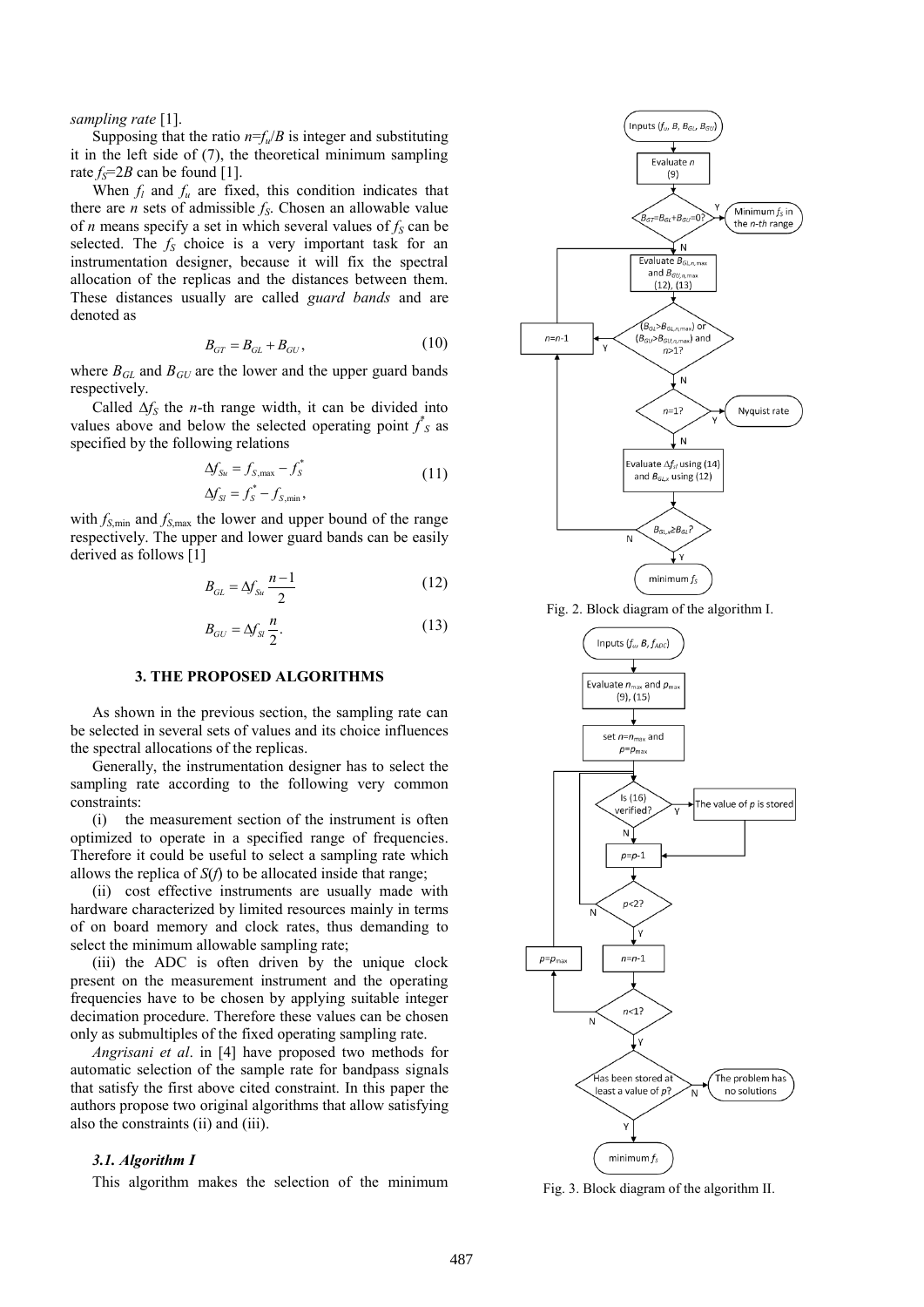*sampling rate* [1].

Supposing that the ratio $n=f_u/B$ is integer and substituting it in the left side of (7), the theoretical minimum sampling rate $f_S=2B$ can be found [1].

When $f_l$ and $f_u$ are fixed, this condition indicates that there are $n$ sets of admissible $f_S$. Chosen an allowable value of $n$ means specify a set in which several values of $f_S$ can be selected. The $f_S$ choice is a very important task for an instrumentation designer, because it will fix the spectral allocation of the replicas and the distances between them. These distances usually are called *guard bands* and are denoted as

$$B_{GT} = B_{GL} + B_{GU}, \tag{10}$$

where $B_{GL}$ and $B_{GU}$ are the lower and the upper guard bands respectively.

Called $\Delta f_S$ the $n$-th range width, it can be divided into values above and below the selected operating point $f^*_S$ as specified by the following relations

$$\begin{aligned} \Delta f_{Su} &= f_{S,\max} - f^*_S \\ \Delta f_{Sl} &= f^*_S - f_{S,\min}, \end{aligned} \tag{11}$$

with $f_{S,\min}$ and $f_{S,\max}$ the lower and upper bound of the range respectively. The upper and lower guard bands can be easily derived as follows [1]

$$B_{GL} = \Delta f_{Su} \frac{n-1}{2} \tag{12}$$

$$B_{GU} = \Delta f_{Sl} \frac{n}{2}. \tag{13}$$

### 3. THE PROPOSED ALGORITHMS

As shown in the previous section, the sampling rate can be selected in several sets of values and its choice influences the spectral allocations of the replicas.

Generally, the instrumentation designer has to select the sampling rate according to the following very common constraints:

(i) the measurement section of the instrument is often optimized to operate in a specified range of frequencies. Therefore it could be useful to select a sampling rate which allows the replica of $S(f)$ to be allocated inside that range;

(ii) cost effective instruments are usually made with hardware characterized by limited resources mainly in terms of on board memory and clock rates, thus demanding to select the minimum allowable sampling rate;

(iii) the ADC is often driven by the unique clock present on the measurement instrument and the operating frequencies have to be chosen by applying suitable integer decimation procedure. Therefore these values can be chosen only as submultiples of the fixed operating sampling rate.

*Angrisani et al*. in [4] have proposed two methods for automatic selection of the sample rate for bandpass signals that satisfy the first above cited constraint. In this paper the authors propose two original algorithms that allow satisfying also the constraints (ii) and (iii).

#### *3.1. Algorithm I*

This algorithm makes the selection of the minimum

Fig. 2. Block diagram of the algorithm I.

Fig. 3. Block diagram of the algorithm II.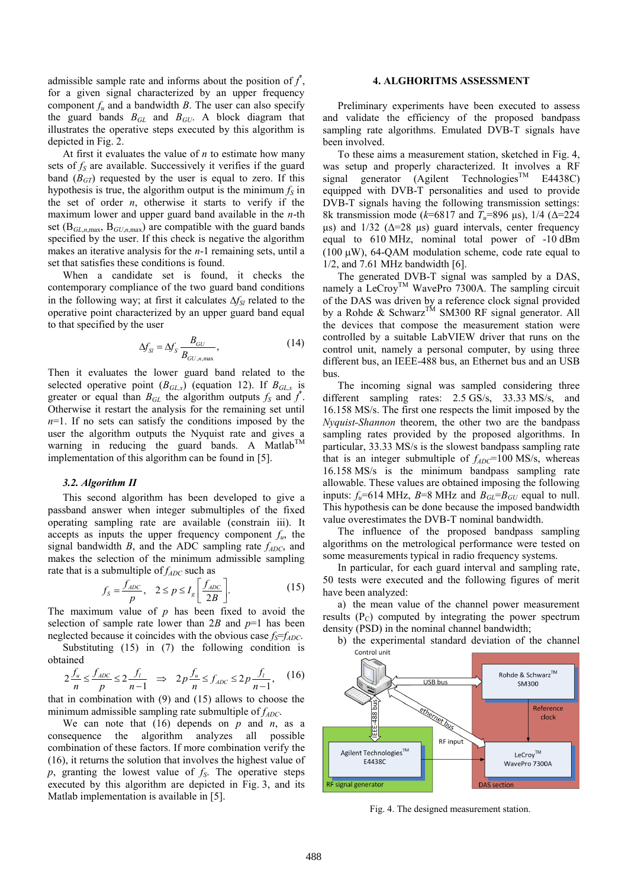admissible sample rate and informs about the position of $f^*$, for a given signal characterized by an upper frequency component $f_u$ and a bandwidth $B$. The user can also specify the guard bands $B_{GL}$ and $B_{GU}$. A block diagram that illustrates the operative steps executed by this algorithm is depicted in Fig. 2.

At first it evaluates the value of $n$ to estimate how many sets of $f_S$ are available. Successively it verifies if the guard band ($B_{GT}$) requested by the user is equal to zero. If this hypothesis is true, the algorithm output is the minimum $f_S$ in the set of order $n$, otherwise it starts to verify if the maximum lower and upper guard band available in the $n$-th set ($B_{GL,n,\max}$, $B_{GU,n,\max}$) are compatible with the guard bands specified by the user. If this check is negative the algorithm makes an iterative analysis for the $n$-1 remaining sets, until a set that satisfies these conditions is found.

When a candidate set is found, it checks the contemporary compliance of the two guard band conditions in the following way; at first it calculates $\Delta f_{SI}$ related to the operative point characterized by an upper guard band equal to that specified by the user

$$\Delta f_{SI} = \Delta f_S \frac{B_{GU}}{B_{GU,n,\max}}, \tag{14}$$

Then it evaluates the lower guard band related to the selected operative point ($B_{GL,x}$) (equation 12). If $B_{GL,x}$ is greater or equal than $B_{GL}$ the algorithm outputs $f_S$ and $f^*$. Otherwise it restart the analysis for the remaining set until $n$=1. If no sets can satisfy the conditions imposed by the user the algorithm outputs the Nyquist rate and gives a warning in reducing the guard bands. A Matlab™ implementation of this algorithm can be found in [5].

### 3.2. Algorithm II

This second algorithm has been developed to give a passband answer when integer submultiples of the fixed operating sampling rate are available (constrain iii). It accepts as inputs the upper frequency component $f_u$, the signal bandwidth $B$, and the ADC sampling rate $f_{ADC}$, and makes the selection of the minimum admissible sampling rate that is a submultiple of $f_{ADC}$ such as

$$f_S = \frac{f_{ADC}}{p}, \quad 2 \le p \le I_g\left[\frac{f_{ADC}}{2B}\right]. \tag{15}$$

The maximum value of $p$ has been fixed to avoid the selection of sample rate lower than $2B$ and $p$=1 has been neglected because it coincides with the obvious case $f_S$=$f_{ADC}$.

Substituting (15) in (7) the following condition is obtained

$$2\frac{f_u}{n} \le \frac{f_{ADC}}{p} \le 2\frac{f_l}{n-1} \quad \Rightarrow \quad 2p\frac{f_u}{n} \le f_{ADC} \le 2p\frac{f_l}{n-1}, \tag{16}$$

that in combination with (9) and (15) allows to choose the minimum admissible sampling rate submultiple of $f_{ADC}$.

We can note that (16) depends on $p$ and $n$, as a consequence the algorithm analyzes all possible combination of these factors. If more combination verify the (16), it returns the solution that involves the highest value of $p$, granting the lowest value of $f_S$. The operative steps executed by this algorithm are depicted in Fig. 3, and its Matlab implementation is available in [5].

## 4. ALGHORITMS ASSESSMENT

Preliminary experiments have been executed to assess and validate the efficiency of the proposed bandpass sampling rate algorithms. Emulated DVB-T signals have been involved.

To these aims a measurement station, sketched in Fig. 4, was setup and properly characterized. It involves a RF signal generator (Agilent Technologies™ E4438C) equipped with DVB-T personalities and used to provide DVB-T signals having the following transmission settings: 8k transmission mode ($k$=6817 and $T_u$=896 µs), 1/4 ($\Delta$=224 µs) and 1/32 ($\Delta$=28 µs) guard intervals, center frequency equal to 610 MHz, nominal total power of -10 dBm (100 µW), 64-QAM modulation scheme, code rate equal to 1/2, and 7.61 MHz bandwidth [6].

The generated DVB-T signal was sampled by a DAS, namely a LeCroy™ WavePro 7300A. The sampling circuit of the DAS was driven by a reference clock signal provided by a Rohde & Schwarz™ SM300 RF signal generator. All the devices that compose the measurement station were controlled by a suitable LabVIEW driver that runs on the control unit, namely a personal computer, by using three different bus, an IEEE-488 bus, an Ethernet bus and an USB bus.

The incoming signal was sampled considering three different sampling rates: 2.5 GS/s, 33.33 MS/s, and 16.158 MS/s. The first one respects the limit imposed by the *Nyquist-Shannon* theorem, the other two are the bandpass sampling rates provided by the proposed algorithms. In particular, 33.33 MS/s is the slowest bandpass sampling rate that is an integer submultiple of $f_{ADC}$=100 MS/s, whereas 16.158 MS/s is the minimum bandpass sampling rate allowable. These values are obtained imposing the following inputs: $f_u$=614 MHz, $B$=8 MHz and $B_{GL}$=$B_{GU}$ equal to null. This hypothesis can be done because the imposed bandwidth value overestimates the DVB-T nominal bandwidth.

The influence of the proposed bandpass sampling algorithms on the metrological performance were tested on some measurements typical in radio frequency systems.

In particular, for each guard interval and sampling rate, 50 tests were executed and the following figures of merit have been analyzed:

a) the mean value of the channel power measurement results ($P_C$) computed by integrating the power spectrum density (PSD) in the nominal channel bandwidth;

b) the experimental standard deviation of the channel

Fig. 4. The designed measurement station.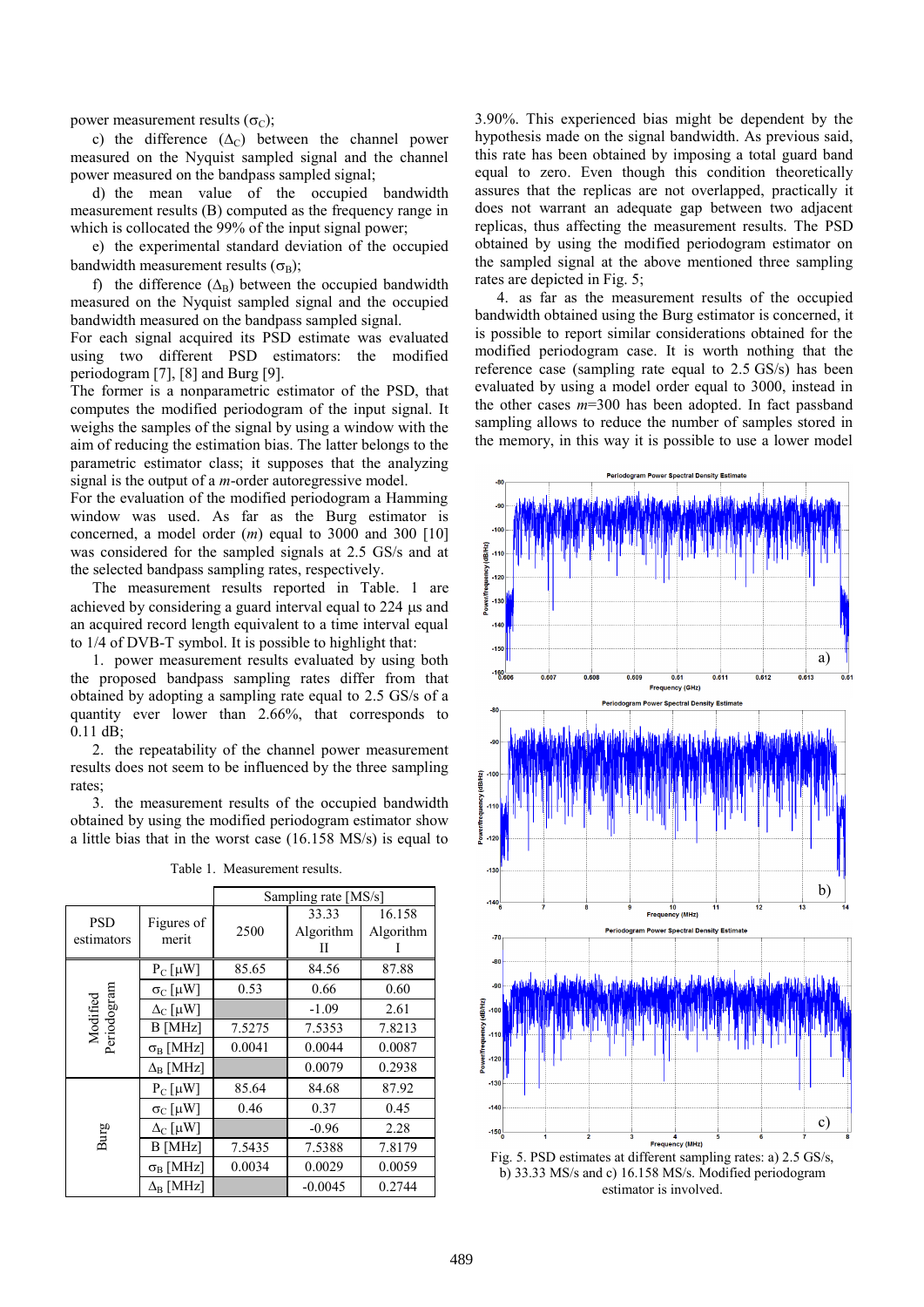power measurement results ($\sigma_C$);

c) the difference ($\Delta_C$) between the channel power measured on the Nyquist sampled signal and the channel power measured on the bandpass sampled signal;

d) the mean value of the occupied bandwidth measurement results (B) computed as the frequency range in which is collocated the 99% of the input signal power;

e) the experimental standard deviation of the occupied bandwidth measurement results ($\sigma_B$);

f) the difference ($\Delta_B$) between the occupied bandwidth measured on the Nyquist sampled signal and the occupied bandwidth measured on the bandpass sampled signal.

For each signal acquired its PSD estimate was evaluated using two different PSD estimators: the modified periodogram [7], [8] and Burg [9].

The former is a nonparametric estimator of the PSD, that computes the modified periodogram of the input signal. It weighs the samples of the signal by using a window with the aim of reducing the estimation bias. The latter belongs to the parametric estimator class; it supposes that the analyzing signal is the output of a *m*-order autoregressive model.

For the evaluation of the modified periodogram a Hamming window was used. As far as the Burg estimator is concerned, a model order ($m$) equal to 3000 and 300 [10] was considered for the sampled signals at 2.5 GS/s and at the selected bandpass sampling rates, respectively.

The measurement results reported in Table. 1 are achieved by considering a guard interval equal to 224 μs and an acquired record length equivalent to a time interval equal to 1/4 of DVB-T symbol. It is possible to highlight that:

1. power measurement results evaluated by using both the proposed bandpass sampling rates differ from that obtained by adopting a sampling rate equal to 2.5 GS/s of a quantity ever lower than 2.66%, that corresponds to 0.11 dB;

2. the repeatability of the channel power measurement results does not seem to be influenced by the three sampling rates;

3. the measurement results of the occupied bandwidth obtained by using the modified periodogram estimator show a little bias that in the worst case (16.158 MS/s) is equal to 3.90%. This experienced bias might be dependent by the hypothesis made on the signal bandwidth. As previous said, this rate has been obtained by imposing a total guard band equal to zero. Even though this condition theoretically assures that the replicas are not overlapped, practically it does not warrant an adequate gap between two adjacent replicas, thus affecting the measurement results. The PSD obtained by using the modified periodogram estimator on the sampled signal at the above mentioned three sampling rates are depicted in Fig. 5;

4. as far as the measurement results of the occupied bandwidth obtained using the Burg estimator is concerned, it is possible to report similar considerations obtained for the modified periodogram case. It is worth nothing that the reference case (sampling rate equal to 2.5 GS/s) has been evaluated by using a model order equal to 3000, instead in the other cases $m$=300 has been adopted. In fact passband sampling allows to reduce the number of samples stored in the memory, in this way it is possible to use a lower model

Table 1. Measurement results.

| PSD estimators | Figures of merit | Sampling rate [MS/s] | | |
|---|---|---|---|---|
| | | 2500 | 33.33 Algorithm II | 16.158 Algorithm I |
| Modified Periodogram | $P_C$ [μW] | 85.65 | 84.56 | 87.88 |
| | $\sigma_C$ [μW] | 0.53 | 0.66 | 0.60 |
| | $\Delta_C$ [μW] | | -1.09 | 2.61 |
| | B [MHz] | 7.5275 | 7.5353 | 7.8213 |
| | $\sigma_B$ [MHz] | 0.0041 | 0.0044 | 0.0087 |
| | $\Delta_B$ [MHz] | | 0.0079 | 0.2938 |
| Burg | $P_C$ [μW] | 85.64 | 84.68 | 87.92 |
| | $\sigma_C$ [μW] | 0.46 | 0.37 | 0.45 |
| | $\Delta_C$ [μW] | | -0.96 | 2.28 |
| | B [MHz] | 7.5435 | 7.5388 | 7.8179 |
| | $\sigma_B$ [MHz] | 0.0034 | 0.0029 | 0.0059 |
| | $\Delta_B$ [MHz] | | -0.0045 | 0.2744 |

Fig. 5. PSD estimates at different sampling rates: a) 2.5 GS/s, b) 33.33 MS/s and c) 16.158 MS/s. Modified periodogram estimator is involved.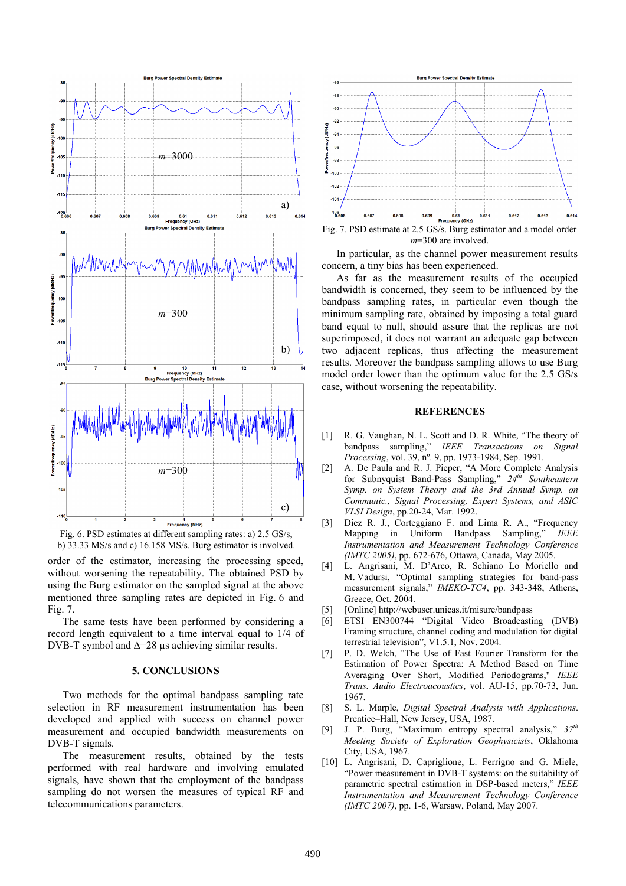Burg Power Spectral Density Estimate

-85

-90

-95

-100

-105

-110

-115

-120

Power/frequency (dB/Hz)

$m$=3000

a)

0.606 0.607 0.608 0.609 0.61 0.611 0.612 0.613 0.614

Frequency (GHz)

Burg Power Spectral Density Estimate

-85

-90

-95

-100

-105

-110

-115

Power/frequency (dB/Hz)

$m$=300

b)

6 7 8 9 10 11 12 13 14

Frequency (MHz)

Burg Power Spectral Density Estimate

-85

-90

-95

-100

-105

-110

Power/frequency (dB/Hz)

$m$=300

c)

0 1 2 3 4 5 6 7 8

Frequency (MHz)

Fig. 6. PSD estimates at different sampling rates: a) 2.5 GS/s, b) 33.33 MS/s and c) 16.158 MS/s. Burg estimator is involved.

order of the estimator, increasing the processing speed, without worsening the repeatability. The obtained PSD by using the Burg estimator on the sampled signal at the above mentioned three sampling rates are depicted in Fig. 6 and Fig. 7.

The same tests have been performed by considering a record length equivalent to a time interval equal to 1/4 of DVB-T symbol and Δ=28 μs achieving similar results.

## 5. CONCLUSIONS

Two methods for the optimal bandpass sampling rate selection in RF measurement instrumentation has been developed and applied with success on channel power measurement and occupied bandwidth measurements on DVB-T signals.

The measurement results, obtained by the tests performed with real hardware and involving emulated signals, have shown that the employment of the bandpass sampling do not worsen the measures of typical RF and telecommunications parameters.

Burg Power Spectral Density Estimate

-86

-88

-90

-92

-94

-96

-98

-100

-102

-104

-106

Power/frequency (dB/Hz)

0.606 0.607 0.608 0.609 0.61 0.611 0.612 0.613 0.614

Frequency (GHz)

Fig. 7. PSD estimate at 2.5 GS/s. Burg estimator and a model order $m$=300 are involved.

In particular, as the channel power measurement results concern, a tiny bias has been experienced.

As far as the measurement results of the occupied bandwidth is concerned, they seem to be influenced by the bandpass sampling rates, in particular even though the minimum sampling rate, obtained by imposing a total guard band equal to null, should assure that the replicas are not superimposed, it does not warrant an adequate gap between two adjacent replicas, thus affecting the measurement results. Moreover the bandpass sampling allows to use Burg model order lower than the optimum value for the 2.5 GS/s case, without worsening the repeatability.

## REFERENCES

[1] R. G. Vaughan, N. L. Scott and D. R. White, "The theory of bandpass sampling," *IEEE Transactions on Signal Processing*, vol. 39, nº. 9, pp. 1973-1984, Sep. 1991.

[2] A. De Paula and R. J. Pieper, "A More Complete Analysis for Subnyquist Band-Pass Sampling," *24th Southeastern Symp. on System Theory and the 3rd Annual Symp. on Communic., Signal Processing, Expert Systems, and ASIC VLSI Design*, pp.20-24, Mar. 1992.

[3] Diez R. J., Corteggiano F. and Lima R. A., "Frequency Mapping in Uniform Bandpass Sampling," *IEEE Instrumentation and Measurement Technology Conference (IMTC 2005)*, pp. 672-676, Ottawa, Canada, May 2005.

[4] L. Angrisani, M. D'Arco, R. Schiano Lo Moriello and M. Vadursi, "Optimal sampling strategies for band-pass measurement signals," *IMEKO-TC4*, pp. 343-348, Athens, Greece, Oct. 2004.

[5] [Online] http://webuser.unicas.it/misure/bandpass

[6] ETSI EN300744 "Digital Video Broadcasting (DVB) Framing structure, channel coding and modulation for digital terrestrial television", V1.5.1, Nov. 2004.

[7] P. D. Welch, "The Use of Fast Fourier Transform for the Estimation of Power Spectra: A Method Based on Time Averaging Over Short, Modified Periodograms," *IEEE Trans. Audio Electroacoustics*, vol. AU-15, pp.70-73, Jun. 1967.

[8] S. L. Marple, *Digital Spectral Analysis with Applications*. Prentice–Hall, New Jersey, USA, 1987.

[9] J. P. Burg, "Maximum entropy spectral analysis," *37th Meeting Society of Exploration Geophysicists*, Oklahoma City, USA, 1967.

[10] L. Angrisani, D. Capriglione, L. Ferrigno and G. Miele, "Power measurement in DVB-T systems: on the suitability of parametric spectral estimation in DSP-based meters," *IEEE Instrumentation and Measurement Technology Conference (IMTC 2007)*, pp. 1-6, Warsaw, Poland, May 2007.